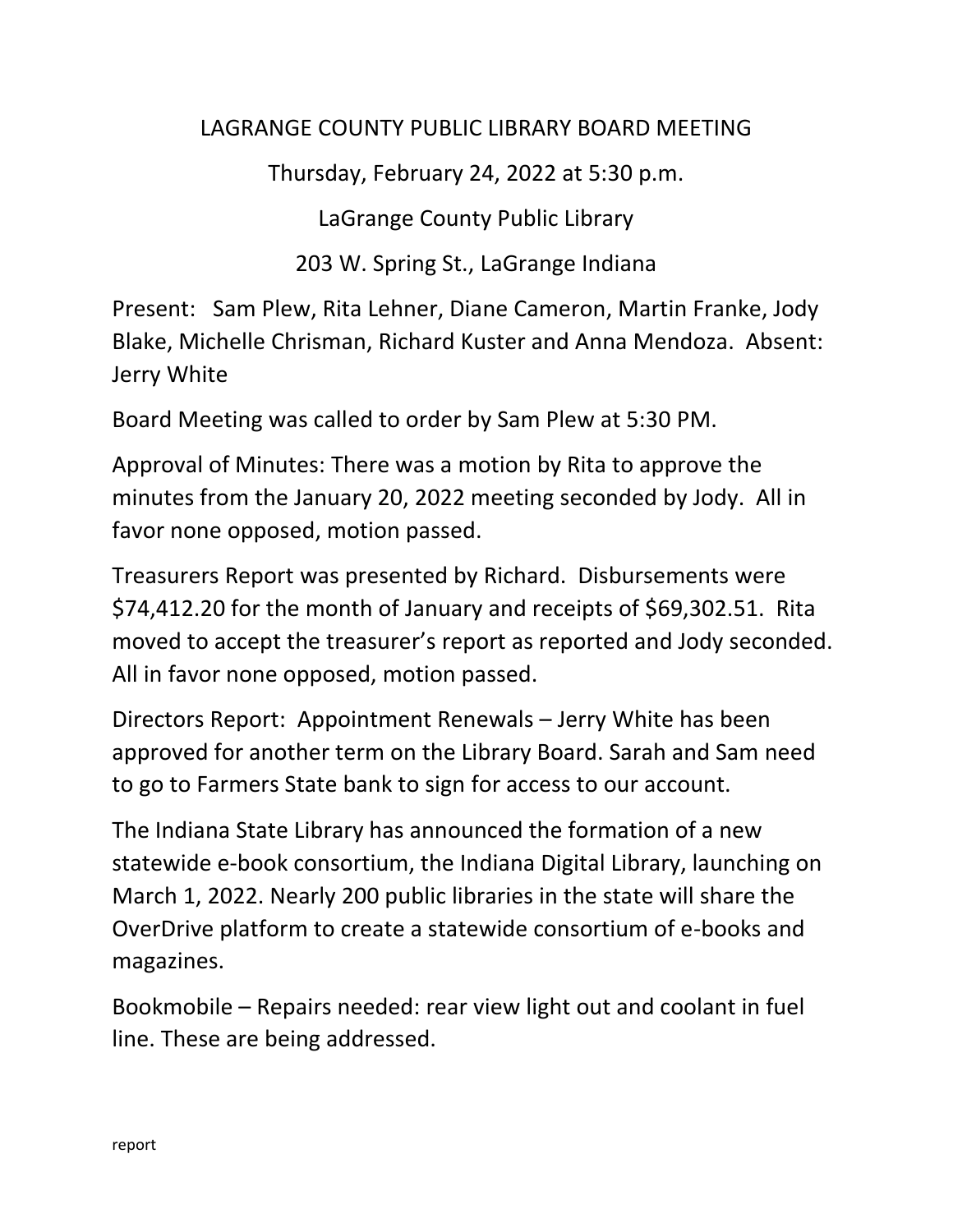# LAGRANGE COUNTY PUBLIC LIBRARY BOARD MEETING

Thursday, February 24, 2022 at 5:30 p.m.

LaGrange County Public Library

203 W. Spring St., LaGrange Indiana

Present: Sam Plew, Rita Lehner, Diane Cameron, Martin Franke, Jody Blake, Michelle Chrisman, Richard Kuster and Anna Mendoza. Absent: Jerry White

Board Meeting was called to order by Sam Plew at 5:30 PM.

Approval of Minutes: There was a motion by Rita to approve the minutes from the January 20, 2022 meeting seconded by Jody. All in favor none opposed, motion passed.

Treasurers Report was presented by Richard. Disbursements were $74,412.20 for the month of January and receipts of $69,302.51. Rita moved to accept the treasurer's report as reported and Jody seconded. All in favor none opposed, motion passed.

Directors Report: Appointment Renewals – Jerry White has been approved for another term on the Library Board. Sarah and Sam need to go to Farmers State bank to sign for access to our account.

The Indiana State Library has announced the formation of a new statewide e-book consortium, the Indiana Digital Library, launching on March 1, 2022. Nearly 200 public libraries in the state will share the OverDrive platform to create a statewide consortium of e-books and magazines.

Bookmobile – Repairs needed: rear view light out and coolant in fuel line. These are being addressed.

report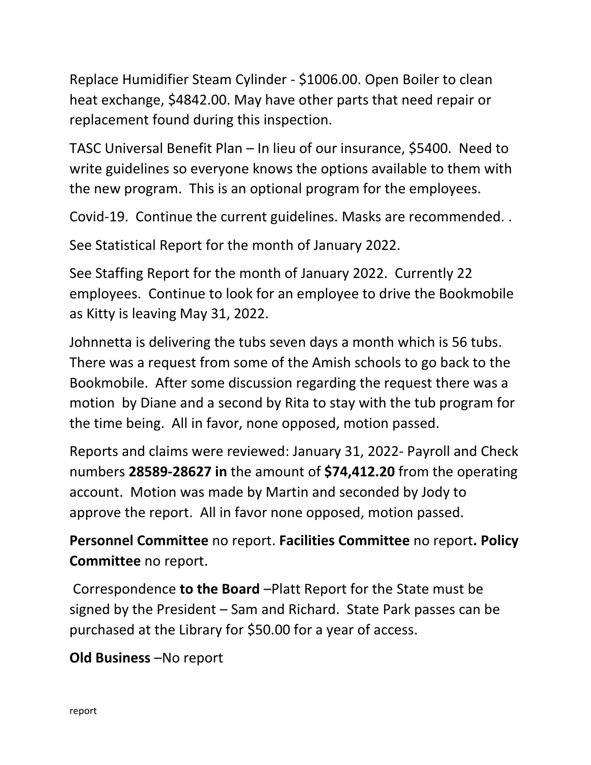Replace Humidifier Steam Cylinder - $1006.00. Open Boiler to clean heat exchange, $4842.00. May have other parts that need repair or replacement found during this inspection.

TASC Universal Benefit Plan – In lieu of our insurance, $5400. Need to write guidelines so everyone knows the options available to them with the new program. This is an optional program for the employees.

Covid-19. Continue the current guidelines. Masks are recommended. .

See Statistical Report for the month of January 2022.

See Staffing Report for the month of January 2022. Currently 22 employees. Continue to look for an employee to drive the Bookmobile as Kitty is leaving May 31, 2022.

Johnnetta is delivering the tubs seven days a month which is 56 tubs. There was a request from some of the Amish schools to go back to the Bookmobile. After some discussion regarding the request there was a motion by Diane and a second by Rita to stay with the tub program for the time being. All in favor, none opposed, motion passed.

Reports and claims were reviewed: January 31, 2022- Payroll and Check numbers **28589-28627 in** the amount of **$74,412.20** from the operating account. Motion was made by Martin and seconded by Jody to approve the report. All in favor none opposed, motion passed.

**Personnel Committee** no report. **Facilities Committee** no report**. Policy Committee** no report.

Correspondence **to the Board** –Platt Report for the State must be signed by the President – Sam and Richard. State Park passes can be purchased at the Library for $50.00 for a year of access.

**Old Business** –No report

report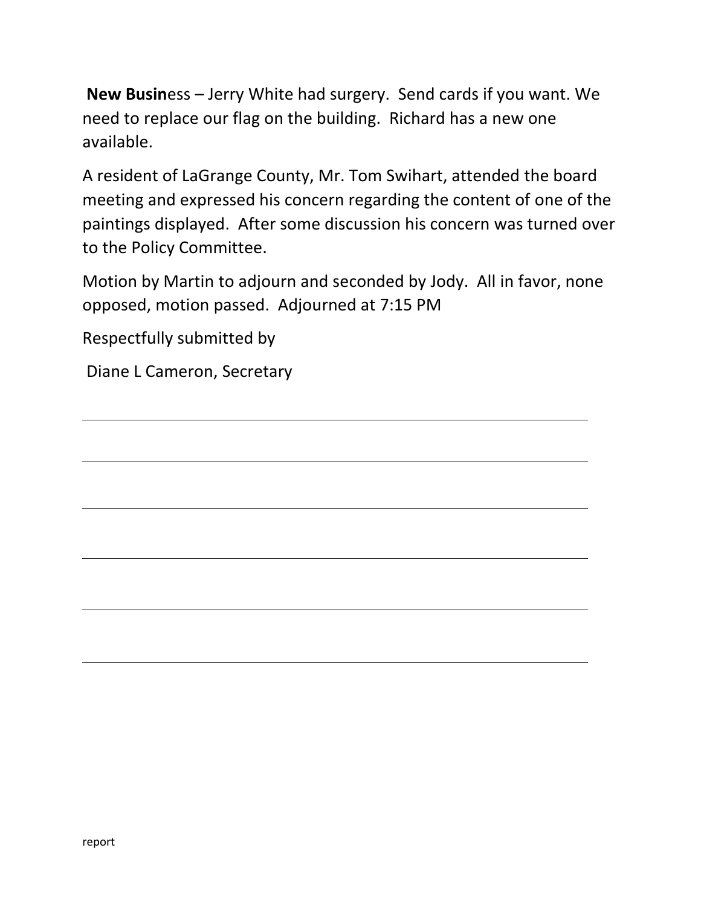**New Busin**ess – Jerry White had surgery. Send cards if you want. We need to replace our flag on the building. Richard has a new one available.

A resident of LaGrange County, Mr. Tom Swihart, attended the board meeting and expressed his concern regarding the content of one of the paintings displayed. After some discussion his concern was turned over to the Policy Committee.

Motion by Martin to adjourn and seconded by Jody. All in favor, none opposed, motion passed. Adjourned at 7:15 PM

Respectfully submitted by

Diane L Cameron, Secretary

report